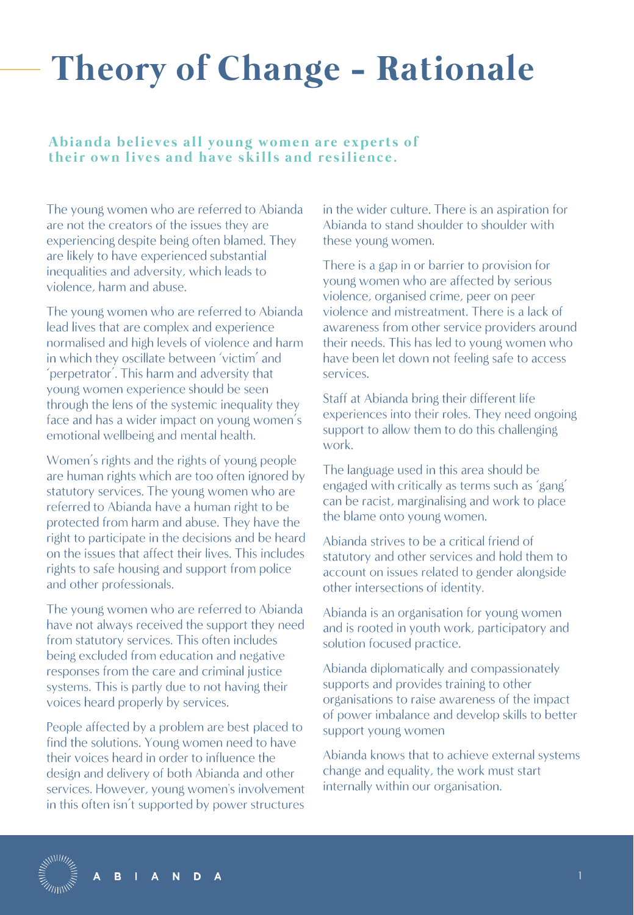# Theory of Change - Rationale

**Abianda believes all young women are experts of their own lives and have skills and resilience.**

The young women who are referred to Abianda are not the creators of the issues they are experiencing despite being often blamed. They are likely to have experienced substantial inequalities and adversity, which leads to violence, harm and abuse.

The young women who are referred to Abianda lead lives that are complex and experience normalised and high levels of violence and harm in which they oscillate between 'victim' and 'perpetrator'. This harm and adversity that young women experience should be seen through the lens of the systemic inequality they face and has a wider impact on young women's emotional wellbeing and mental health.

Women's rights and the rights of young people are human rights which are too often ignored by statutory services. The young women who are referred to Abianda have a human right to be protected from harm and abuse. They have the right to participate in the decisions and be heard on the issues that affect their lives. This includes rights to safe housing and support from police and other professionals.

The young women who are referred to Abianda have not always received the support they need from statutory services. This often includes being excluded from education and negative responses from the care and criminal justice systems. This is partly due to not having their voices heard properly by services.

People affected by a problem are best placed to find the solutions. Young women need to have their voices heard in order to influence the design and delivery of both Abianda and other services. However, young women's involvement in this often isn't supported by power structures in the wider culture. There is an aspiration for Abianda to stand shoulder to shoulder with these young women.

There is a gap in or barrier to provision for young women who are affected by serious violence, organised crime, peer on peer violence and mistreatment. There is a lack of awareness from other service providers around their needs. This has led to young women who have been let down not feeling safe to access services.

Staff at Abianda bring their different life experiences into their roles. They need ongoing support to allow them to do this challenging work.

The language used in this area should be engaged with critically as terms such as 'gang' can be racist, marginalising and work to place the blame onto young women.

Abianda strives to be a critical friend of statutory and other services and hold them to account on issues related to gender alongside other intersections of identity.

Abianda is an organisation for young women and is rooted in youth work, participatory and solution focused practice.

Abianda diplomatically and compassionately supports and provides training to other organisations to raise awareness of the impact of power imbalance and develop skills to better support young women

Abianda knows that to achieve external systems change and equality, the work must start internally within our organisation.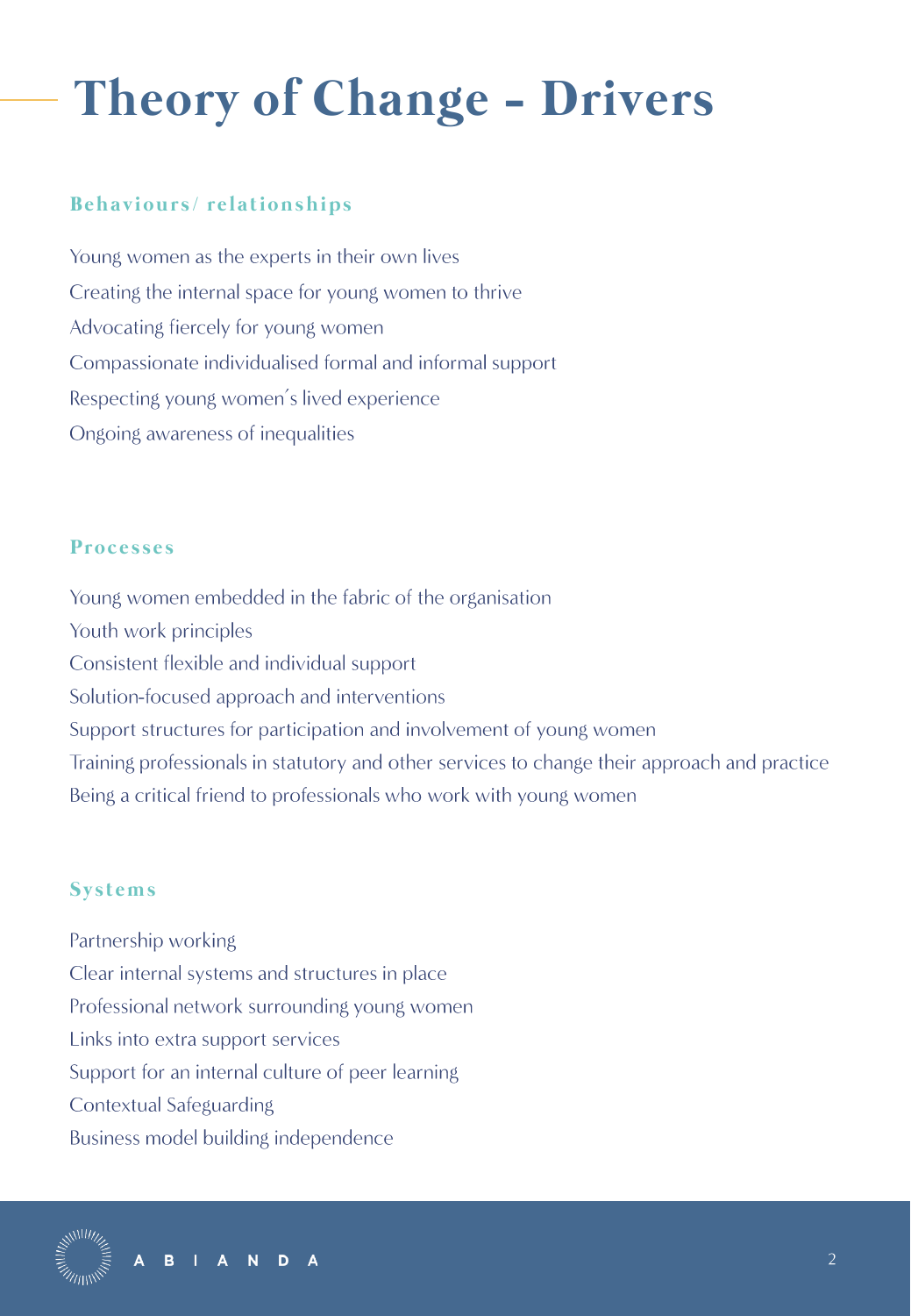# Theory of Change - Drivers

### Behaviours/ relationships

Young women as the experts in their own lives
Creating the internal space for young women to thrive
Advocating fiercely for young women
Compassionate individualised formal and informal support
Respecting young women´s lived experience
Ongoing awareness of inequalities

### Processes

Young women embedded in the fabric of the organisation
Youth work principles
Consistent flexible and individual support
Solution-focused approach and interventions
Support structures for participation and involvement of young women
Training professionals in statutory and other services to change their approach and practice
Being a critical friend to professionals who work with young women

### Systems

Partnership working
Clear internal systems and structures in place
Professional network surrounding young women
Links into extra support services
Support for an internal culture of peer learning
Contextual Safeguarding
Business model building independence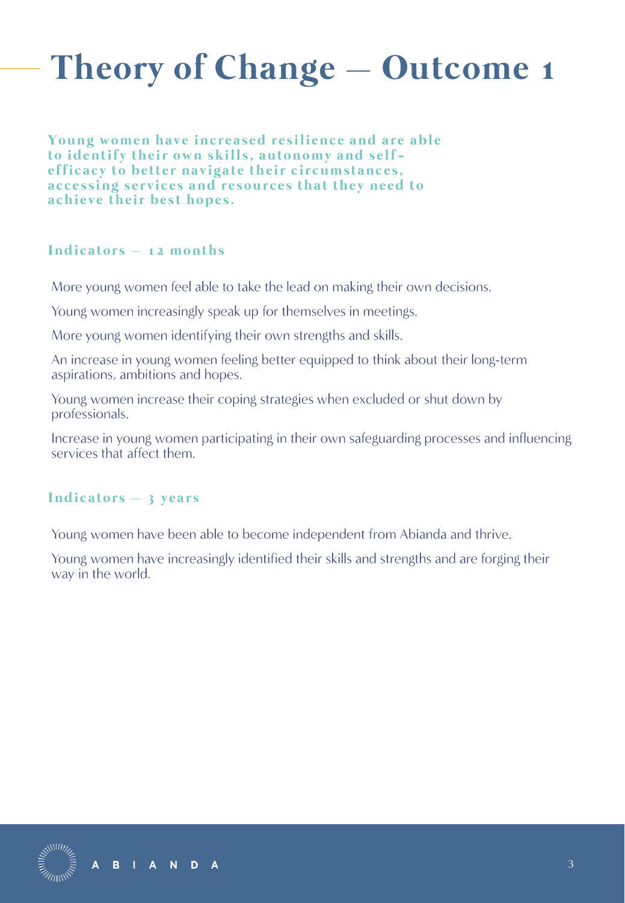# Theory of Change — Outcome 1

**Young women have increased resilience and are able to identify their own skills, autonomy and self-efficacy to better navigate their circumstances, accessing services and resources that they need to achieve their best hopes.**

### Indicators — 12 months

More young women feel able to take the lead on making their own decisions.

Young women increasingly speak up for themselves in meetings.

More young women identifying their own strengths and skills.

An increase in young women feeling better equipped to think about their long-term aspirations, ambitions and hopes.

Young women increase their coping strategies when excluded or shut down by professionals.

Increase in young women participating in their own safeguarding processes and influencing services that affect them.

### Indicators — 3 years

Young women have been able to become independent from Abianda and thrive.

Young women have increasingly identified their skills and strengths and are forging their way in the world.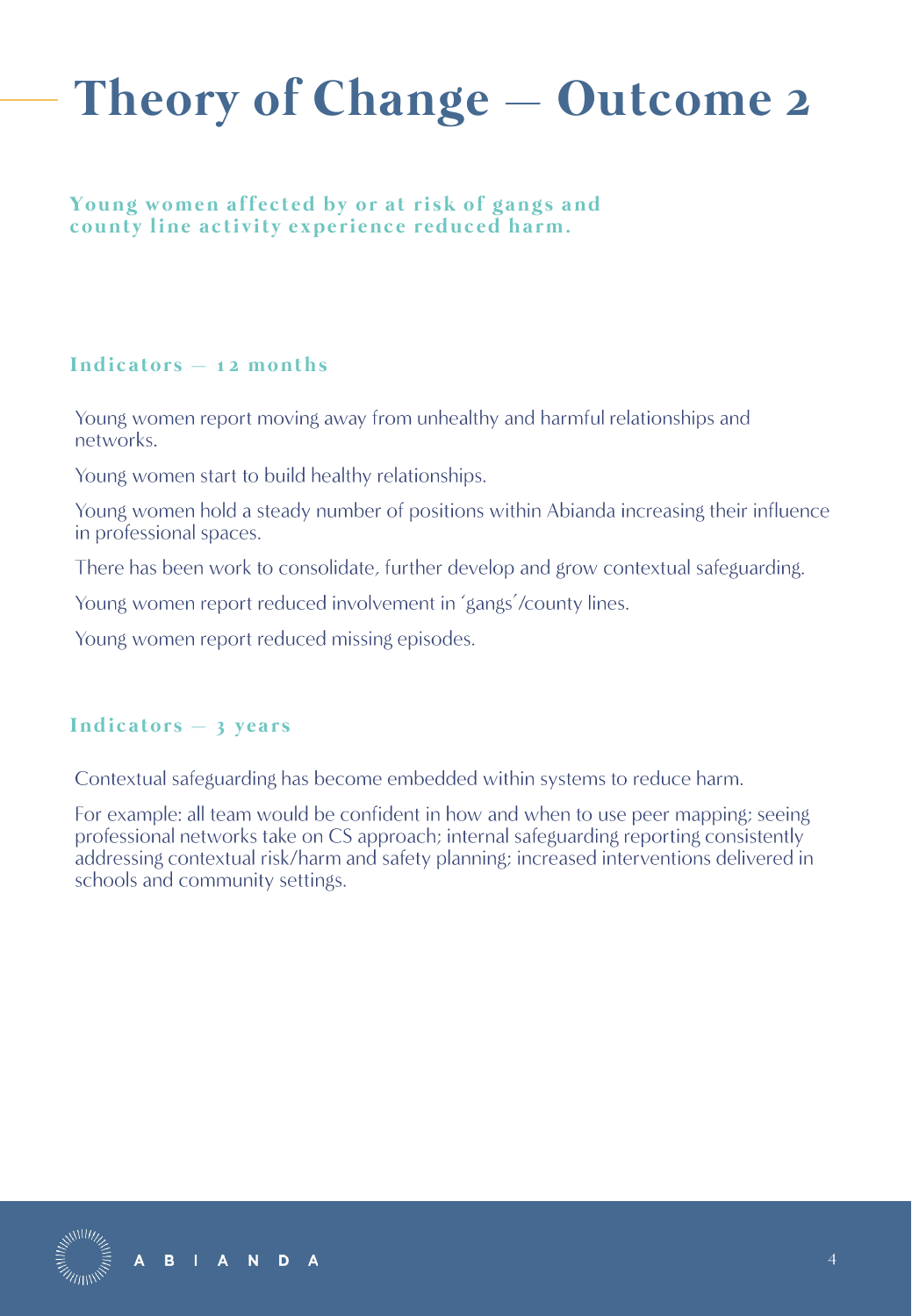# Theory of Change — Outcome 2

**Young women affected by or at risk of gangs and county line activity experience reduced harm.**

## Indicators — 12 months

Young women report moving away from unhealthy and harmful relationships and networks.

Young women start to build healthy relationships.

Young women hold a steady number of positions within Abianda increasing their influence in professional spaces.

There has been work to consolidate, further develop and grow contextual safeguarding.

Young women report reduced involvement in 'gangs'/county lines.

Young women report reduced missing episodes.

## Indicators — 3 years

Contextual safeguarding has become embedded within systems to reduce harm.

For example: all team would be confident in how and when to use peer mapping; seeing professional networks take on CS approach; internal safeguarding reporting consistently addressing contextual risk/harm and safety planning; increased interventions delivered in schools and community settings.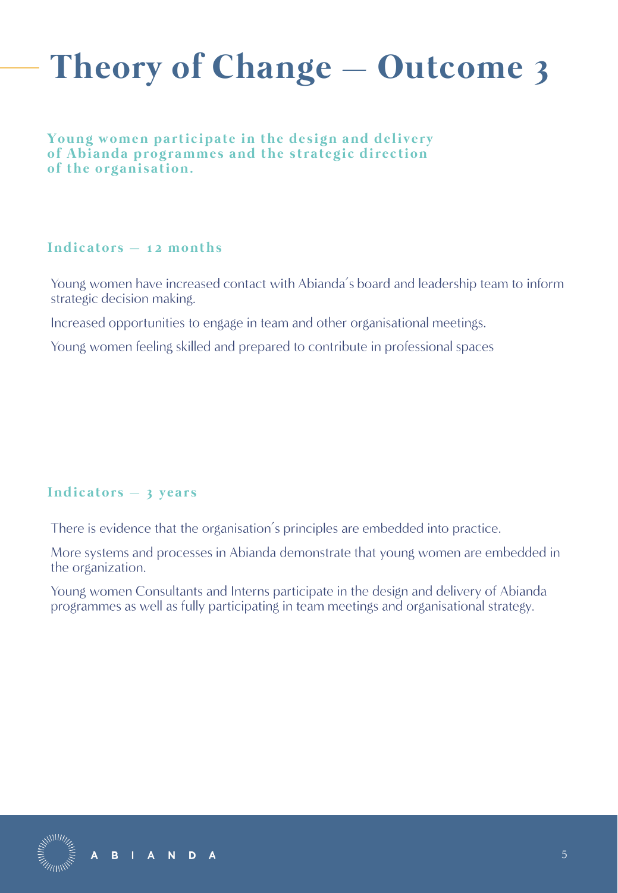# Theory of Change — Outcome 3

**Young women participate in the design and delivery of Abianda programmes and the strategic direction of the organisation.**

## Indicators — 12 months

Young women have increased contact with Abianda´s board and leadership team to inform strategic decision making.

Increased opportunities to engage in team and other organisational meetings.

Young women feeling skilled and prepared to contribute in professional spaces

## Indicators — 3 years

There is evidence that the organisation´s principles are embedded into practice.

More systems and processes in Abianda demonstrate that young women are embedded in the organization.

Young women Consultants and Interns participate in the design and delivery of Abianda programmes as well as fully participating in team meetings and organisational strategy.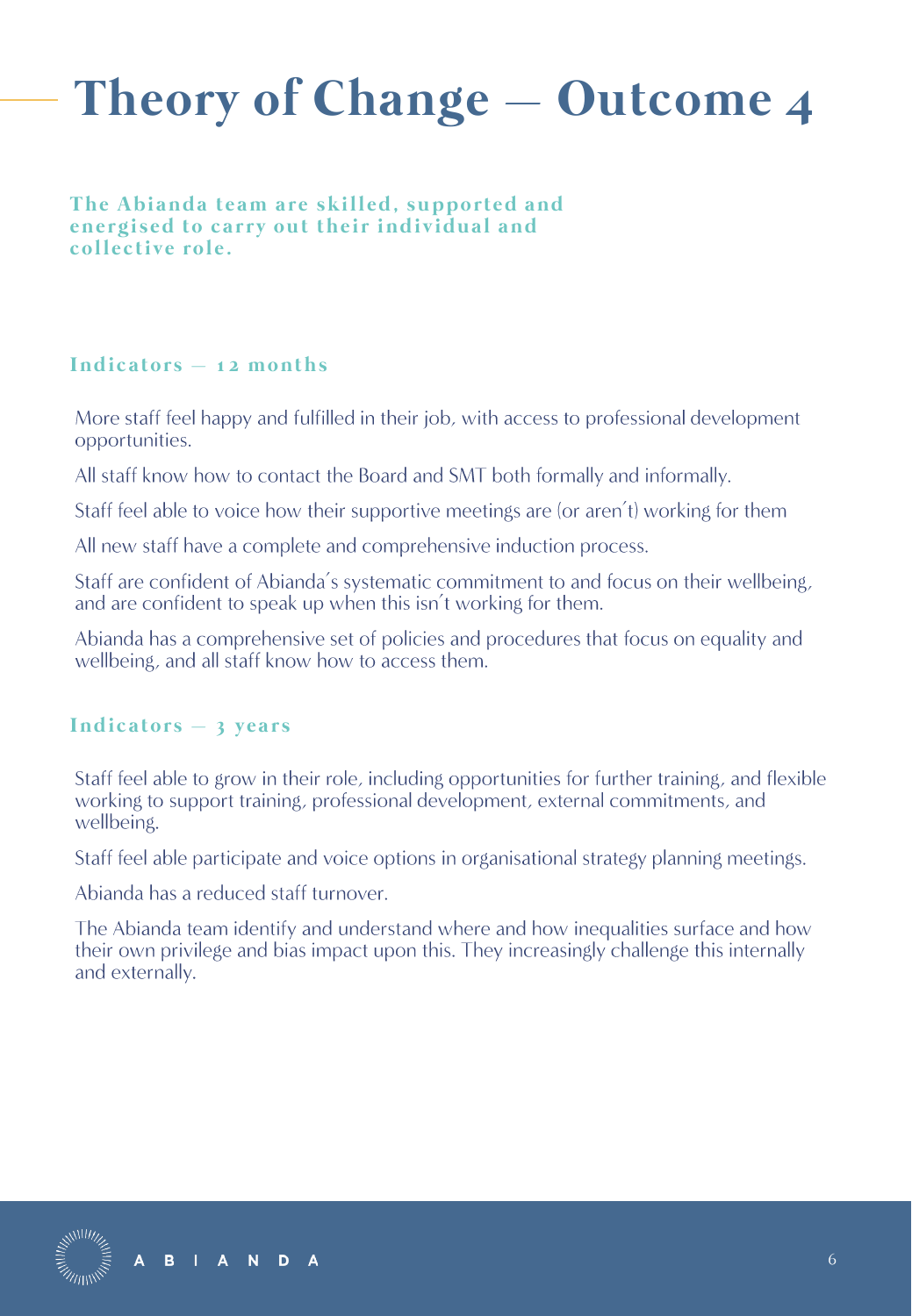# Theory of Change — Outcome 4

**The Abianda team are skilled, supported and energised to carry out their individual and collective role.**

## Indicators — 12 months

More staff feel happy and fulfilled in their job, with access to professional development opportunities.

All staff know how to contact the Board and SMT both formally and informally.

Staff feel able to voice how their supportive meetings are (or aren't) working for them

All new staff have a complete and comprehensive induction process.

Staff are confident of Abianda's systematic commitment to and focus on their wellbeing, and are confident to speak up when this isn't working for them.

Abianda has a comprehensive set of policies and procedures that focus on equality and wellbeing, and all staff know how to access them.

## Indicators — 3 years

Staff feel able to grow in their role, including opportunities for further training, and flexible working to support training, professional development, external commitments, and wellbeing.

Staff feel able participate and voice options in organisational strategy planning meetings.

Abianda has a reduced staff turnover.

The Abianda team identify and understand where and how inequalities surface and how their own privilege and bias impact upon this. They increasingly challenge this internally and externally.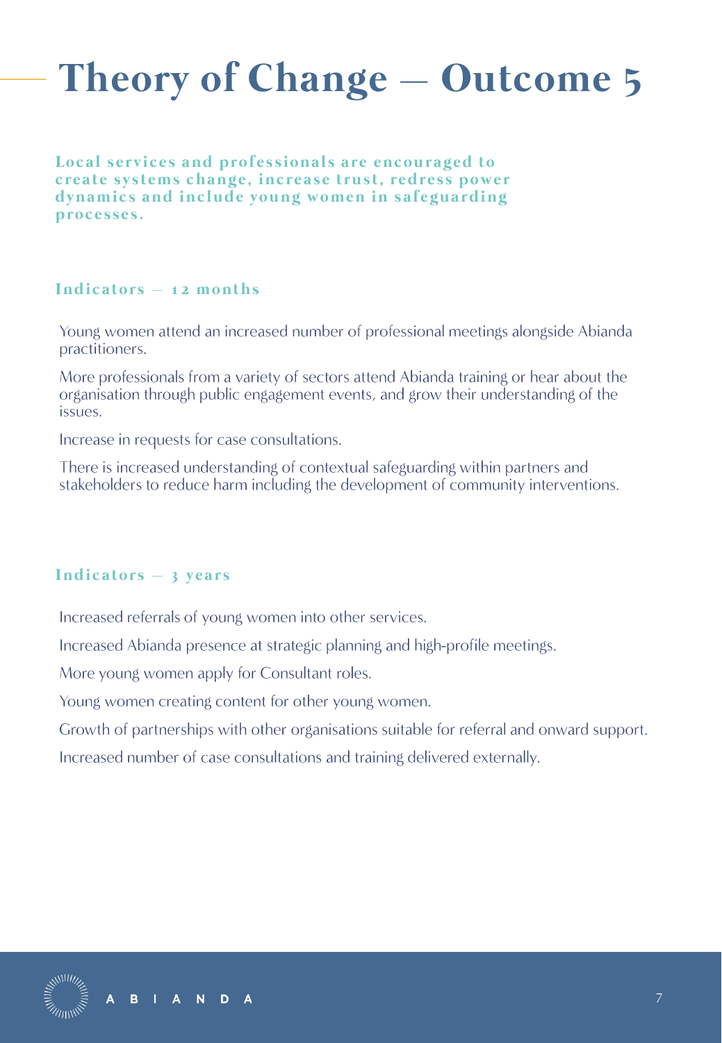# Theory of Change — Outcome 5

**Local services and professionals are encouraged to create systems change, increase trust, redress power dynamics and include young women in safeguarding processes.**

### Indicators — 12 months

Young women attend an increased number of professional meetings alongside Abianda practitioners.

More professionals from a variety of sectors attend Abianda training or hear about the organisation through public engagement events, and grow their understanding of the issues.

Increase in requests for case consultations.

There is increased understanding of contextual safeguarding within partners and stakeholders to reduce harm including the development of community interventions.

### Indicators — 3 years

Increased referrals of young women into other services.

Increased Abianda presence at strategic planning and high-profile meetings.

More young women apply for Consultant roles.

Young women creating content for other young women.

Growth of partnerships with other organisations suitable for referral and onward support.

Increased number of case consultations and training delivered externally.